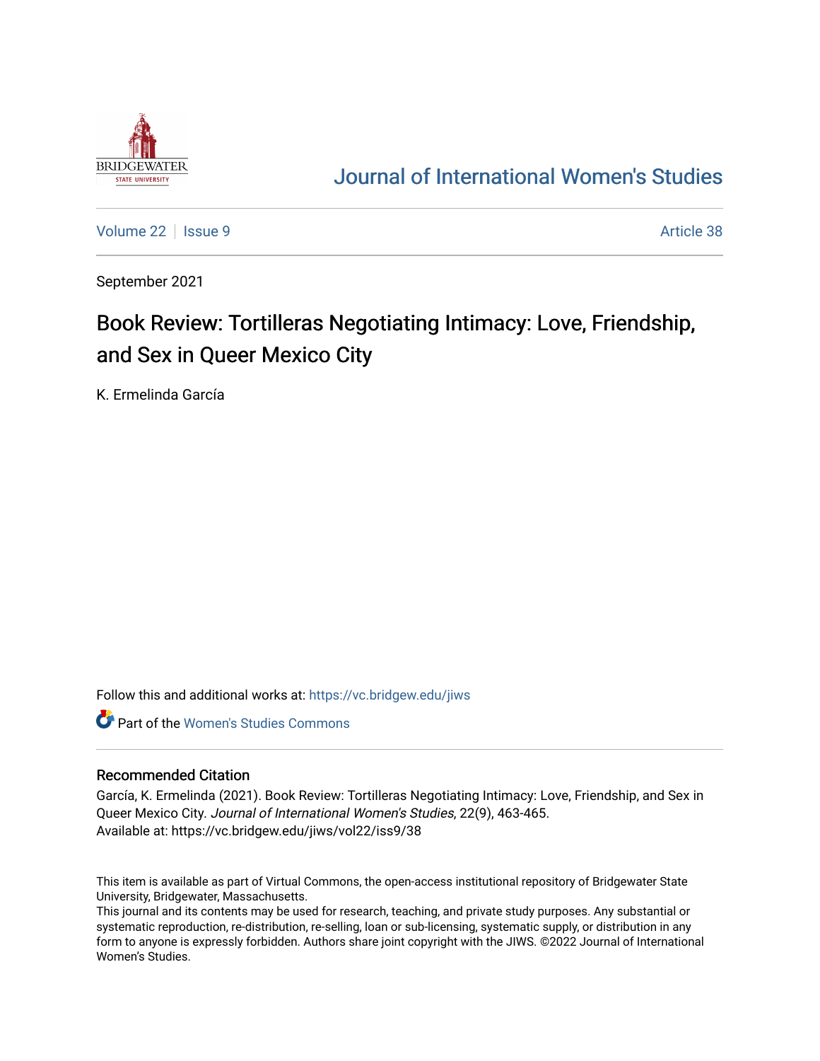Journal of International Women's Studies

Volume 22 | Issue 9 Article 38

September 2021

# Book Review: Tortilleras Negotiating Intimacy: Love, Friendship, and Sex in Queer Mexico City

K. Ermelinda García

Follow this and additional works at: https://vc.bridgew.edu/jiws

Part of the Women's Studies Commons

## Recommended Citation

García, K. Ermelinda (2021). Book Review: Tortilleras Negotiating Intimacy: Love, Friendship, and Sex in Queer Mexico City. *Journal of International Women's Studies*, 22(9), 463-465.
Available at: https://vc.bridgew.edu/jiws/vol22/iss9/38

This item is available as part of Virtual Commons, the open-access institutional repository of Bridgewater State University, Bridgewater, Massachusetts.
This journal and its contents may be used for research, teaching, and private study purposes. Any substantial or systematic reproduction, re-distribution, re-selling, loan or sub-licensing, systematic supply, or distribution in any form to anyone is expressly forbidden. Authors share joint copyright with the JIWS. ©2022 Journal of International Women's Studies.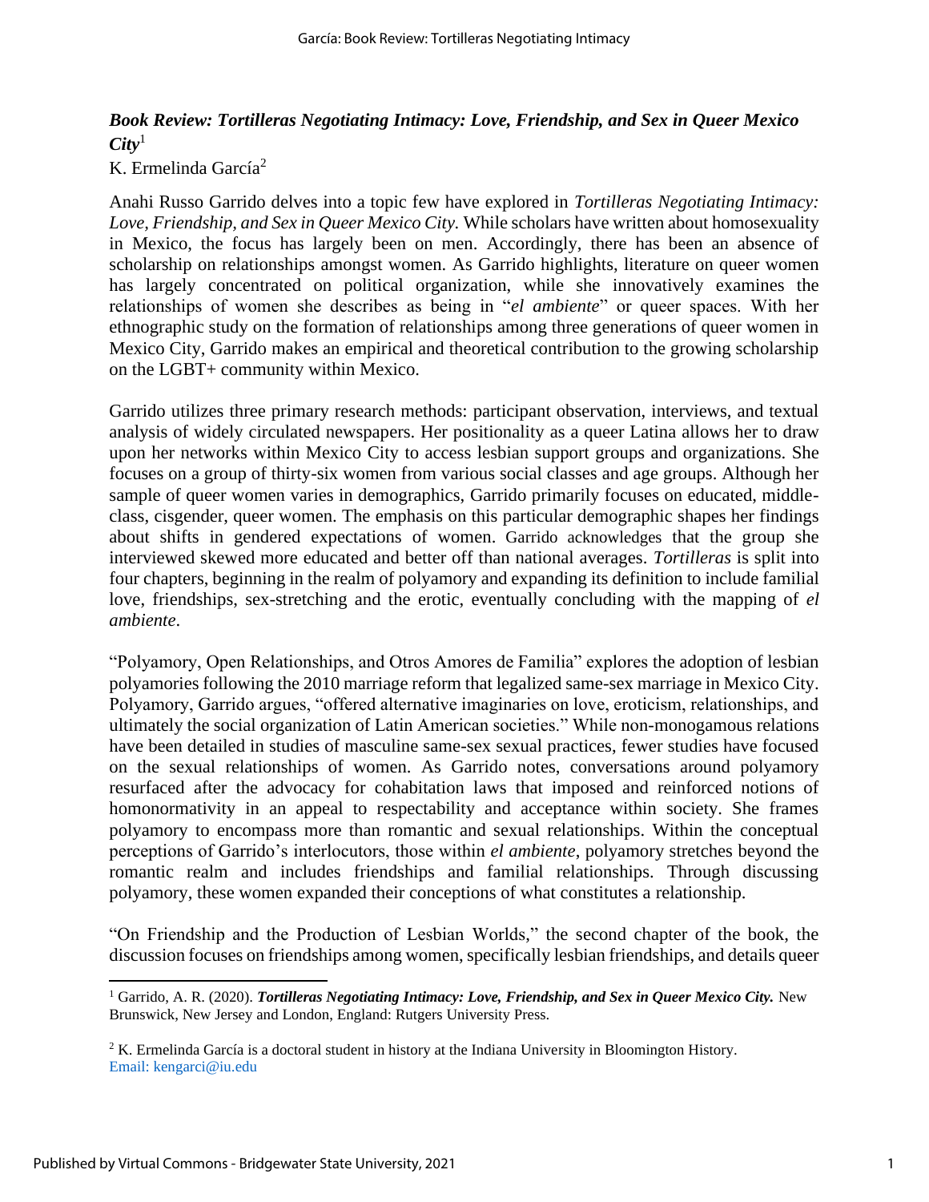### *Book Review: Tortilleras Negotiating Intimacy: Love, Friendship, and Sex in Queer Mexico City*[1]

K. Ermelinda García[2]

Anahi Russo Garrido delves into a topic few have explored in *Tortilleras Negotiating Intimacy: Love, Friendship, and Sex in Queer Mexico City.* While scholars have written about homosexuality in Mexico, the focus has largely been on men. Accordingly, there has been an absence of scholarship on relationships amongst women. As Garrido highlights, literature on queer women has largely concentrated on political organization, while she innovatively examines the relationships of women she describes as being in "*el ambiente*" or queer spaces. With her ethnographic study on the formation of relationships among three generations of queer women in Mexico City, Garrido makes an empirical and theoretical contribution to the growing scholarship on the LGBT+ community within Mexico.

Garrido utilizes three primary research methods: participant observation, interviews, and textual analysis of widely circulated newspapers. Her positionality as a queer Latina allows her to draw upon her networks within Mexico City to access lesbian support groups and organizations. She focuses on a group of thirty-six women from various social classes and age groups. Although her sample of queer women varies in demographics, Garrido primarily focuses on educated, middle-class, cisgender, queer women. The emphasis on this particular demographic shapes her findings about shifts in gendered expectations of women. Garrido acknowledges that the group she interviewed skewed more educated and better off than national averages. *Tortilleras* is split into four chapters, beginning in the realm of polyamory and expanding its definition to include familial love, friendships, sex-stretching and the erotic, eventually concluding with the mapping of *el ambiente*.

"Polyamory, Open Relationships, and Otros Amores de Familia" explores the adoption of lesbian polyamories following the 2010 marriage reform that legalized same-sex marriage in Mexico City. Polyamory, Garrido argues, "offered alternative imaginaries on love, eroticism, relationships, and ultimately the social organization of Latin American societies." While non-monogamous relations have been detailed in studies of masculine same-sex sexual practices, fewer studies have focused on the sexual relationships of women. As Garrido notes, conversations around polyamory resurfaced after the advocacy for cohabitation laws that imposed and reinforced notions of homonormativity in an appeal to respectability and acceptance within society. She frames polyamory to encompass more than romantic and sexual relationships. Within the conceptual perceptions of Garrido's interlocutors, those within *el ambiente*, polyamory stretches beyond the romantic realm and includes friendships and familial relationships. Through discussing polyamory, these women expanded their conceptions of what constitutes a relationship.

"On Friendship and the Production of Lesbian Worlds," the second chapter of the book, the discussion focuses on friendships among women, specifically lesbian friendships, and details queer

---

[1] Garrido, A. R. (2020). ***Tortilleras Negotiating Intimacy: Love, Friendship, and Sex in Queer Mexico City.*** New Brunswick, New Jersey and London, England: Rutgers University Press.

[2] K. Ermelinda García is a doctoral student in history at the Indiana University in Bloomington History. Email: kengarci@iu.edu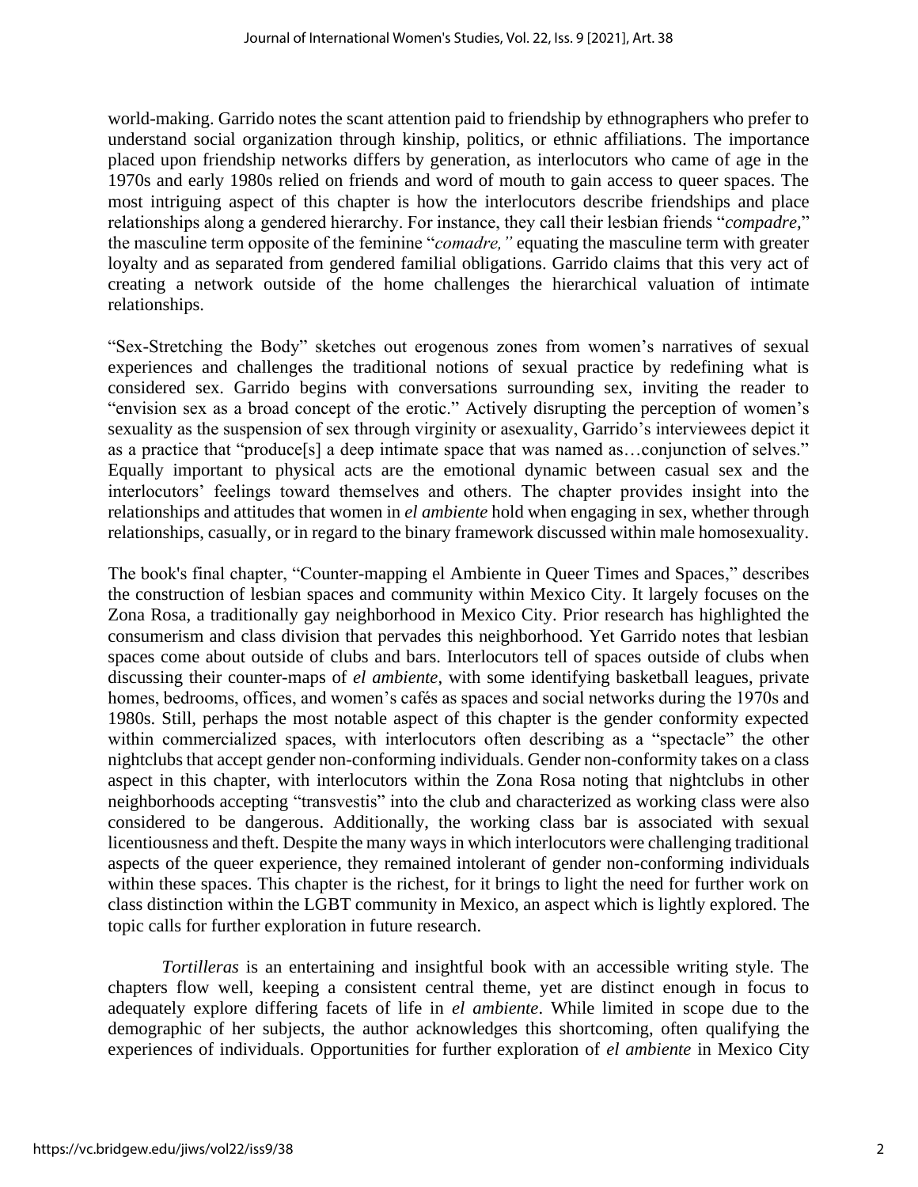world-making. Garrido notes the scant attention paid to friendship by ethnographers who prefer to understand social organization through kinship, politics, or ethnic affiliations. The importance placed upon friendship networks differs by generation, as interlocutors who came of age in the 1970s and early 1980s relied on friends and word of mouth to gain access to queer spaces. The most intriguing aspect of this chapter is how the interlocutors describe friendships and place relationships along a gendered hierarchy. For instance, they call their lesbian friends "*compadre*," the masculine term opposite of the feminine "*comadre,*" equating the masculine term with greater loyalty and as separated from gendered familial obligations. Garrido claims that this very act of creating a network outside of the home challenges the hierarchical valuation of intimate relationships.

"Sex-Stretching the Body" sketches out erogenous zones from women's narratives of sexual experiences and challenges the traditional notions of sexual practice by redefining what is considered sex. Garrido begins with conversations surrounding sex, inviting the reader to "envision sex as a broad concept of the erotic." Actively disrupting the perception of women's sexuality as the suspension of sex through virginity or asexuality, Garrido's interviewees depict it as a practice that "produce[s] a deep intimate space that was named as…conjunction of selves." Equally important to physical acts are the emotional dynamic between casual sex and the interlocutors' feelings toward themselves and others. The chapter provides insight into the relationships and attitudes that women in *el ambiente* hold when engaging in sex, whether through relationships, casually, or in regard to the binary framework discussed within male homosexuality.

The book's final chapter, "Counter-mapping el Ambiente in Queer Times and Spaces," describes the construction of lesbian spaces and community within Mexico City. It largely focuses on the Zona Rosa, a traditionally gay neighborhood in Mexico City. Prior research has highlighted the consumerism and class division that pervades this neighborhood. Yet Garrido notes that lesbian spaces come about outside of clubs and bars. Interlocutors tell of spaces outside of clubs when discussing their counter-maps of *el ambiente*, with some identifying basketball leagues, private homes, bedrooms, offices, and women's cafés as spaces and social networks during the 1970s and 1980s. Still, perhaps the most notable aspect of this chapter is the gender conformity expected within commercialized spaces, with interlocutors often describing as a "spectacle" the other nightclubs that accept gender non-conforming individuals. Gender non-conformity takes on a class aspect in this chapter, with interlocutors within the Zona Rosa noting that nightclubs in other neighborhoods accepting "transvestis" into the club and characterized as working class were also considered to be dangerous. Additionally, the working class bar is associated with sexual licentiousness and theft. Despite the many ways in which interlocutors were challenging traditional aspects of the queer experience, they remained intolerant of gender non-conforming individuals within these spaces. This chapter is the richest, for it brings to light the need for further work on class distinction within the LGBT community in Mexico, an aspect which is lightly explored. The topic calls for further exploration in future research.

*Tortilleras* is an entertaining and insightful book with an accessible writing style. The chapters flow well, keeping a consistent central theme, yet are distinct enough in focus to adequately explore differing facets of life in *el ambiente*. While limited in scope due to the demographic of her subjects, the author acknowledges this shortcoming, often qualifying the experiences of individuals. Opportunities for further exploration of *el ambiente* in Mexico City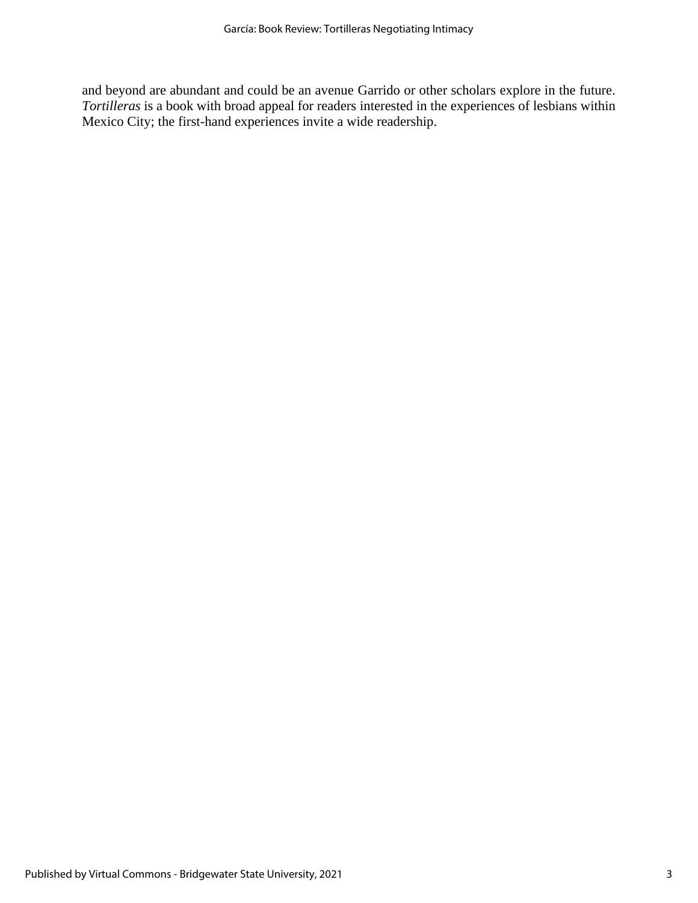and beyond are abundant and could be an avenue Garrido or other scholars explore in the future. *Tortilleras* is a book with broad appeal for readers interested in the experiences of lesbians within Mexico City; the first-hand experiences invite a wide readership.